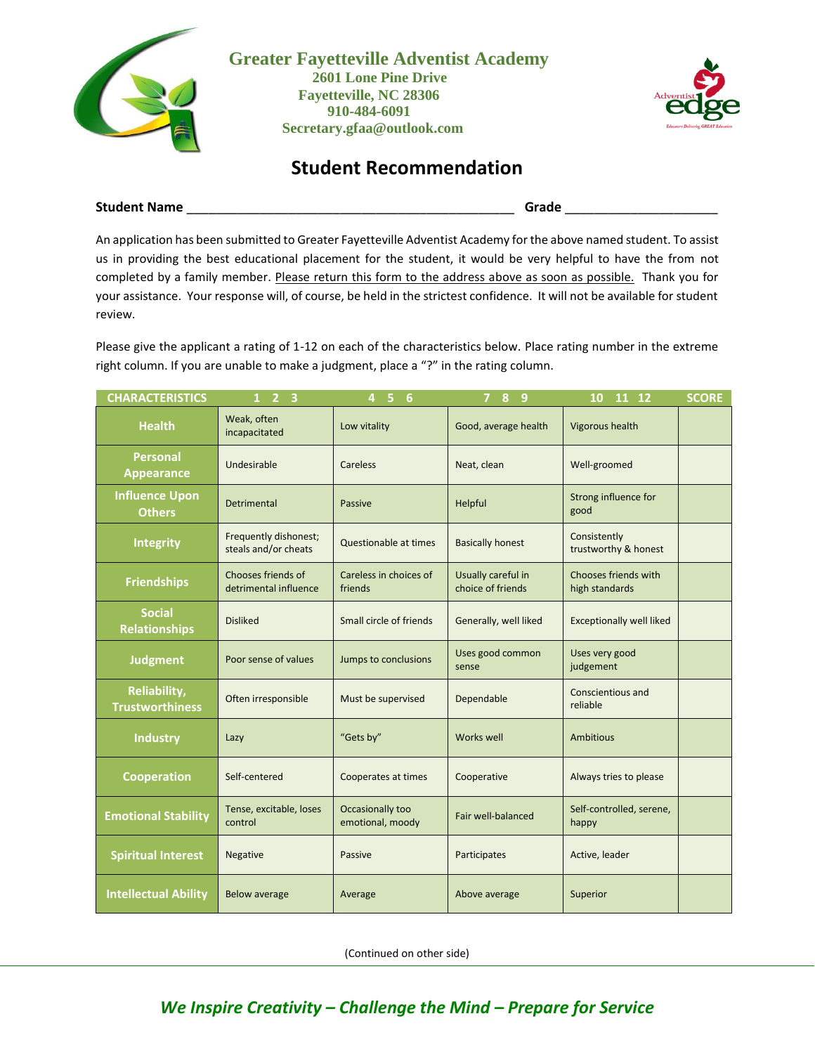# Greater Fayetteville Adventist Academy

**2601 Lone Pine Drive**
**Fayetteville, NC 28306**
**910-484-6091**
**Secretary.gfaa@outlook.com**

## Student Recommendation

**Student Name** _______________________________________________ **Grade** ______________________

An application has been submitted to Greater Fayetteville Adventist Academy for the above named student. To assist us in providing the best educational placement for the student, it would be very helpful to have the from not completed by a family member. Please return this form to the address above as soon as possible. Thank you for your assistance. Your response will, of course, be held in the strictest confidence. It will not be available for student review.

Please give the applicant a rating of 1-12 on each of the characteristics below. Place rating number in the extreme right column. If you are unable to make a judgment, place a "?" in the rating column.

| CHARACTERISTICS | 1 2 3 | 4 5 6 | 7 8 9 | 10 11 12 | SCORE |
|---|---|---|---|---|---|
| **Health** | Weak, often incapacitated | Low vitality | Good, average health | Vigorous health | |
| **Personal Appearance** | Undesirable | Careless | Neat, clean | Well-groomed | |
| **Influence Upon Others** | Detrimental | Passive | Helpful | Strong influence for good | |
| **Integrity** | Frequently dishonest; steals and/or cheats | Questionable at times | Basically honest | Consistently trustworthy & honest | |
| **Friendships** | Chooses friends of detrimental influence | Careless in choices of friends | Usually careful in choice of friends | Chooses friends with high standards | |
| **Social Relationships** | Disliked | Small circle of friends | Generally, well liked | Exceptionally well liked | |
| **Judgment** | Poor sense of values | Jumps to conclusions | Uses good common sense | Uses very good judgement | |
| **Reliability, Trustworthiness** | Often irresponsible | Must be supervised | Dependable | Conscientious and reliable | |
| **Industry** | Lazy | "Gets by" | Works well | Ambitious | |
| **Cooperation** | Self-centered | Cooperates at times | Cooperative | Always tries to please | |
| **Emotional Stability** | Tense, excitable, loses control | Occasionally too emotional, moody | Fair well-balanced | Self-controlled, serene, happy | |
| **Spiritual Interest** | Negative | Passive | Participates | Active, leader | |
| **Intellectual Ability** | Below average | Average | Above average | Superior | |

(Continued on other side)

*We Inspire Creativity – Challenge the Mind – Prepare for Service*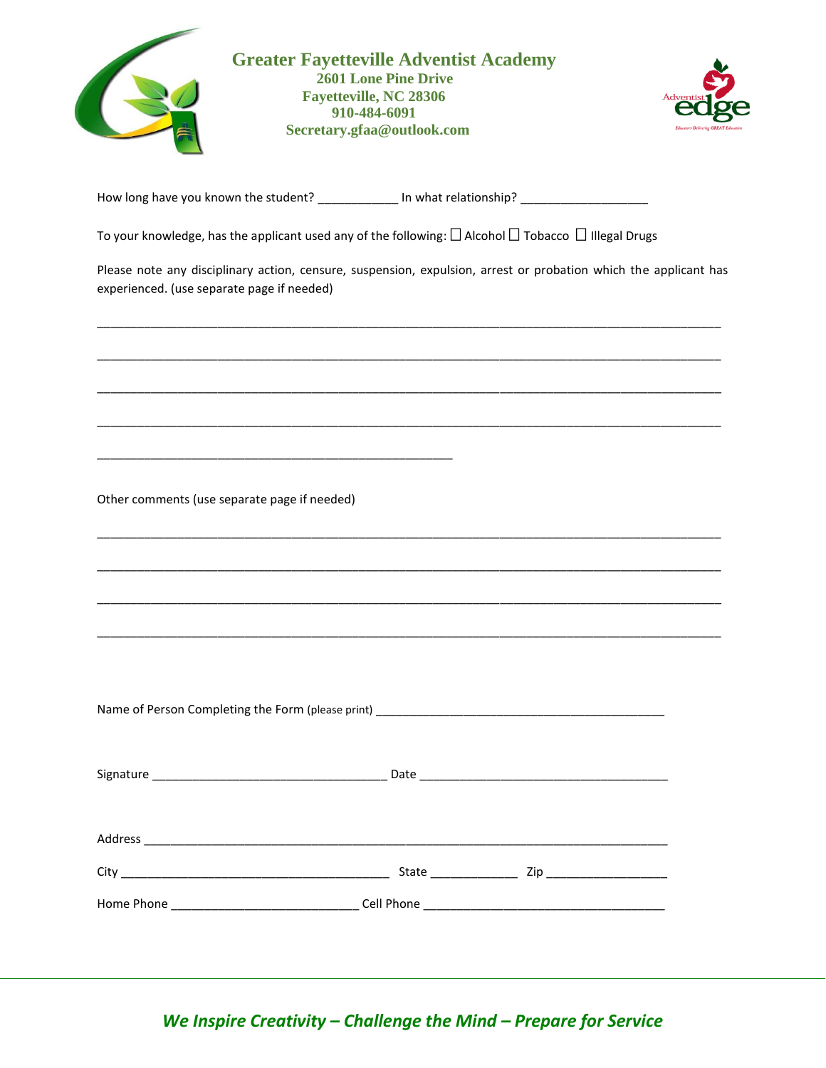# Greater Fayetteville Adventist Academy

**2601 Lone Pine Drive**
**Fayetteville, NC 28306**
**910-484-6091**
**Secretary.gfaa@outlook.com**

How long have you known the student? ____________ In what relationship? ___________________

To your knowledge, has the applicant used any of the following: ☐ Alcohol ☐ Tobacco ☐ Illegal Drugs

Please note any disciplinary action, censure, suspension, expulsion, arrest or probation which the applicant has experienced. (use separate page if needed)

_____________________________________________________________________________________________

_____________________________________________________________________________________________

_____________________________________________________________________________________________

_____________________________________________________________________________________________

_____________________________________________________

Other comments (use separate page if needed)

_____________________________________________________________________________________________

_____________________________________________________________________________________________

_____________________________________________________________________________________________

_____________________________________________________________________________________________

Name of Person Completing the Form (please print) ____________________________________________

Signature ___________________________________ Date ______________________________________

Address _____________________________________________________________________________

City ________________________________________ State _____________ Zip __________________

Home Phone ____________________________ Cell Phone ____________________________________

*We Inspire Creativity – Challenge the Mind – Prepare for Service*